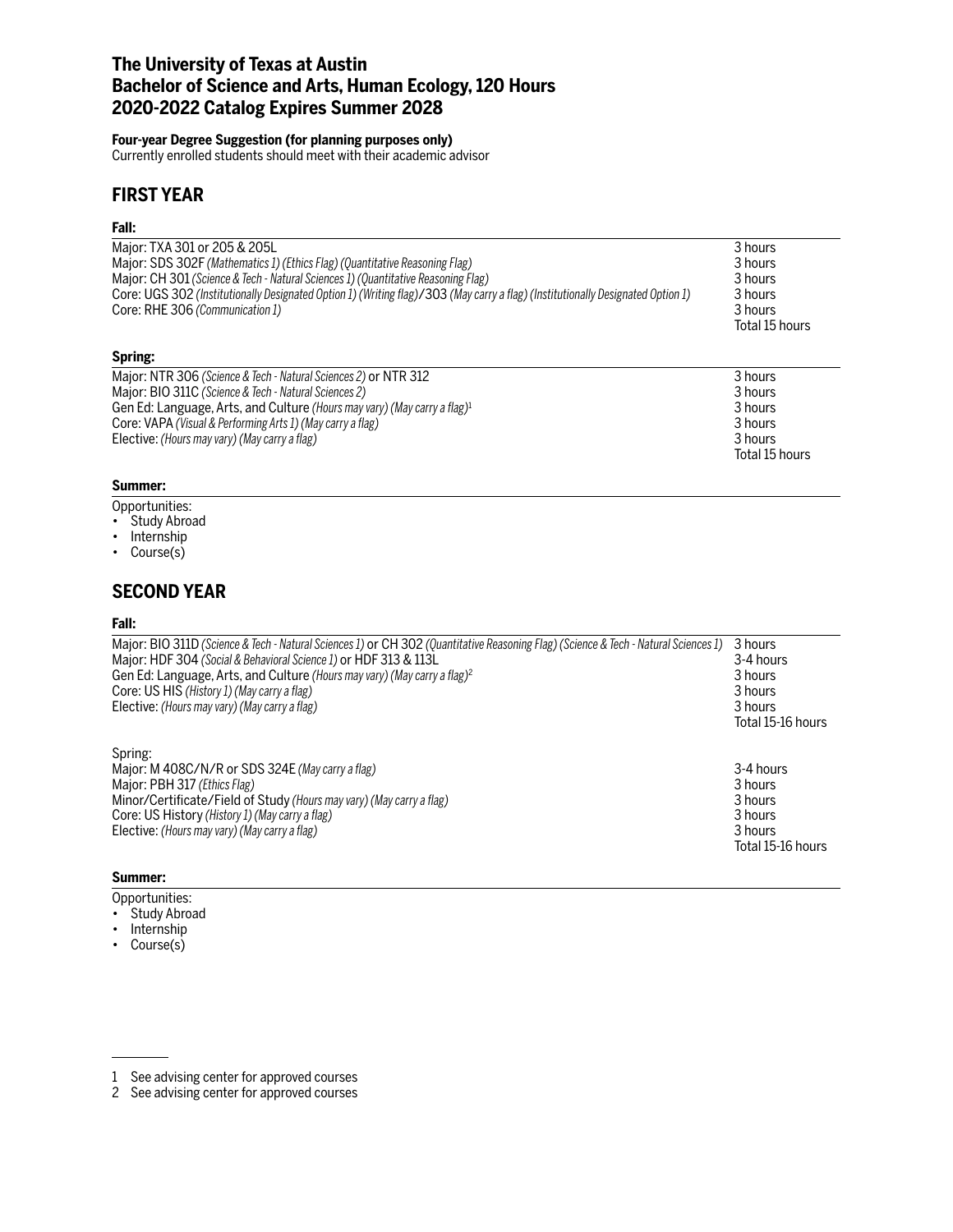# The University of Texas at Austin
# Bachelor of Science and Arts, Human Ecology, 120 Hours
# 2020-2022 Catalog Expires Summer 2028

**Four-year Degree Suggestion (for planning purposes only)**
Currently enrolled students should meet with their academic advisor

## FIRST YEAR

**Fall:**

| Course | Hours |
|---|---|
| Major: TXA 301 or 205 & 205L | 3 hours |
| Major: SDS 302F *(Mathematics 1) (Ethics Flag) (Quantitative Reasoning Flag)* | 3 hours |
| Major: CH 301 *(Science & Tech - Natural Sciences 1) (Quantitative Reasoning Flag)* | 3 hours |
| Core: UGS 302 *(Institutionally Designated Option 1) (Writing flag)*/303 *(May carry a flag) (Institutionally Designated Option 1)* | 3 hours |
| Core: RHE 306 *(Communication 1)* | 3 hours |
| | Total 15 hours |

**Spring:**

| Course | Hours |
|---|---|
| Major: NTR 306 *(Science & Tech - Natural Sciences 2)* or NTR 312 | 3 hours |
| Major: BIO 311C *(Science & Tech - Natural Sciences 2)* | 3 hours |
| Gen Ed: Language, Arts, and Culture *(Hours may vary) (May carry a flag)*[1] | 3 hours |
| Core: VAPA *(Visual & Performing Arts 1) (May carry a flag)* | 3 hours |
| Elective: *(Hours may vary) (May carry a flag)* | 3 hours |
| | Total 15 hours |

**Summer:**

Opportunities:
- Study Abroad
- Internship
- Course(s)

## SECOND YEAR

**Fall:**

| Course | Hours |
|---|---|
| Major: BIO 311D *(Science & Tech - Natural Sciences 1)* or CH 302 *(Quantitative Reasoning Flag) (Science & Tech - Natural Sciences 1)* | 3 hours |
| Major: HDF 304 *(Social & Behavioral Science 1)* or HDF 313 & 113L | 3-4 hours |
| Gen Ed: Language, Arts, and Culture *(Hours may vary) (May carry a flag)*[2] | 3 hours |
| Core: US HIS *(History 1) (May carry a flag)* | 3 hours |
| Elective: *(Hours may vary) (May carry a flag)* | 3 hours |
| | Total 15-16 hours |

Spring:

| Course | Hours |
|---|---|
| Major: M 408C/N/R or SDS 324E *(May carry a flag)* | 3-4 hours |
| Major: PBH 317 *(Ethics Flag)* | 3 hours |
| Minor/Certificate/Field of Study *(Hours may vary) (May carry a flag)* | 3 hours |
| Core: US History *(History 1) (May carry a flag)* | 3 hours |
| Elective: *(Hours may vary) (May carry a flag)* | 3 hours |
| | Total 15-16 hours |

**Summer:**

Opportunities:
- Study Abroad
- Internship
- Course(s)

---

1 See advising center for approved courses
2 See advising center for approved courses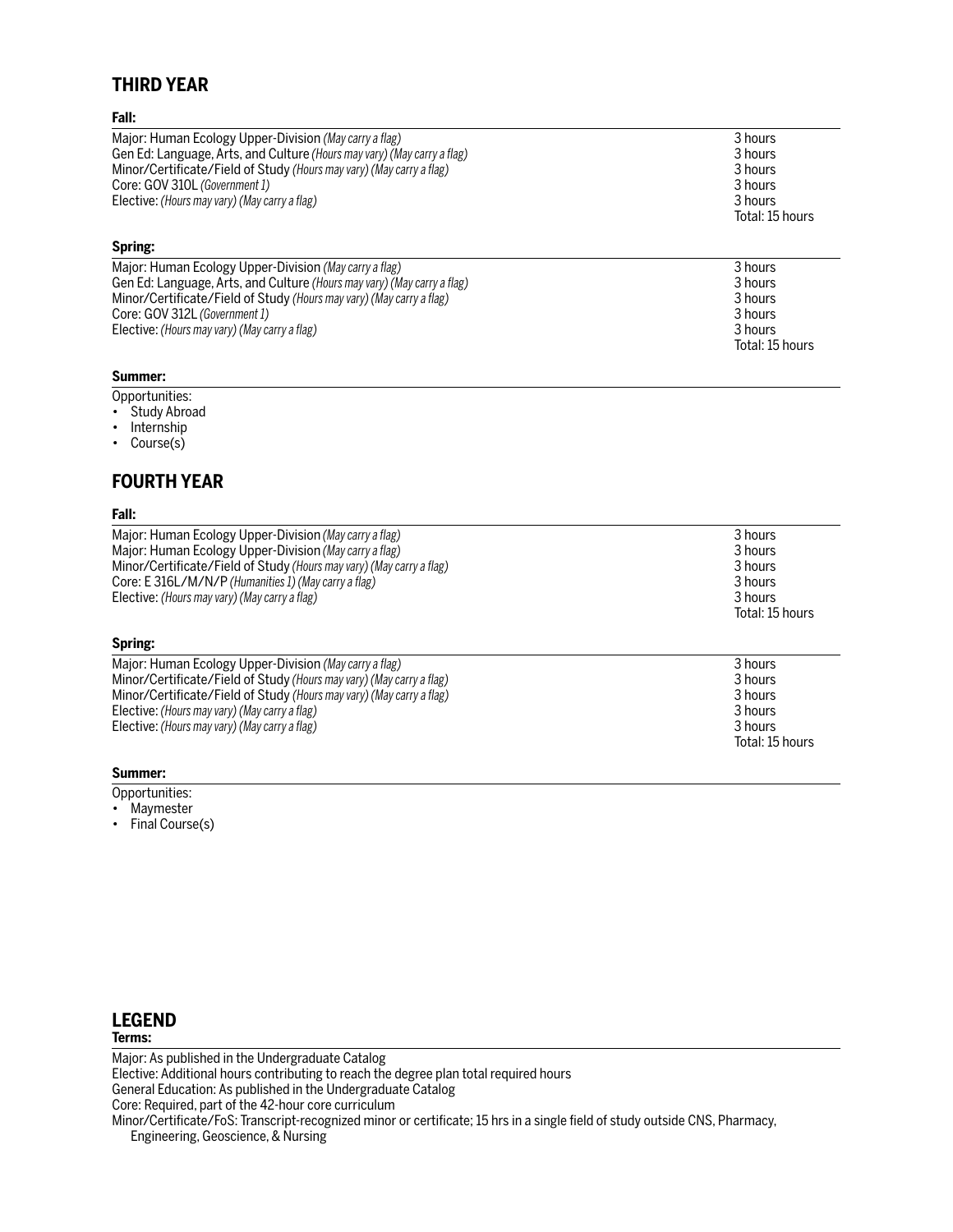## THIRD YEAR

**Fall:**

| | |
|---|---|
| Major: Human Ecology Upper-Division *(May carry a flag)* | 3 hours |
| Gen Ed: Language, Arts, and Culture *(Hours may vary) (May carry a flag)* | 3 hours |
| Minor/Certificate/Field of Study *(Hours may vary) (May carry a flag)* | 3 hours |
| Core: GOV 310L *(Government 1)* | 3 hours |
| Elective: *(Hours may vary) (May carry a flag)* | 3 hours |
| | Total: 15 hours |

**Spring:**

| | |
|---|---|
| Major: Human Ecology Upper-Division *(May carry a flag)* | 3 hours |
| Gen Ed: Language, Arts, and Culture *(Hours may vary) (May carry a flag)* | 3 hours |
| Minor/Certificate/Field of Study *(Hours may vary) (May carry a flag)* | 3 hours |
| Core: GOV 312L *(Government 1)* | 3 hours |
| Elective: *(Hours may vary) (May carry a flag)* | 3 hours |
| | Total: 15 hours |

**Summer:**

Opportunities:
- Study Abroad
- Internship
- Course(s)

## FOURTH YEAR

**Fall:**

| | |
|---|---|
| Major: Human Ecology Upper-Division *(May carry a flag)* | 3 hours |
| Major: Human Ecology Upper-Division *(May carry a flag)* | 3 hours |
| Minor/Certificate/Field of Study *(Hours may vary) (May carry a flag)* | 3 hours |
| Core: E 316L/M/N/P *(Humanities 1) (May carry a flag)* | 3 hours |
| Elective: *(Hours may vary) (May carry a flag)* | 3 hours |
| | Total: 15 hours |

**Spring:**

| | |
|---|---|
| Major: Human Ecology Upper-Division *(May carry a flag)* | 3 hours |
| Minor/Certificate/Field of Study *(Hours may vary) (May carry a flag)* | 3 hours |
| Minor/Certificate/Field of Study *(Hours may vary) (May carry a flag)* | 3 hours |
| Elective: *(Hours may vary) (May carry a flag)* | 3 hours |
| Elective: *(Hours may vary) (May carry a flag)* | 3 hours |
| | Total: 15 hours |

**Summer:**

Opportunities:
- Maymester
- Final Course(s)

## LEGEND

**Terms:**

Major: As published in the Undergraduate Catalog
Elective: Additional hours contributing to reach the degree plan total required hours
General Education: As published in the Undergraduate Catalog
Core: Required, part of the 42-hour core curriculum
Minor/Certificate/FoS: Transcript-recognized minor or certificate; 15 hrs in a single field of study outside CNS, Pharmacy, Engineering, Geoscience, & Nursing